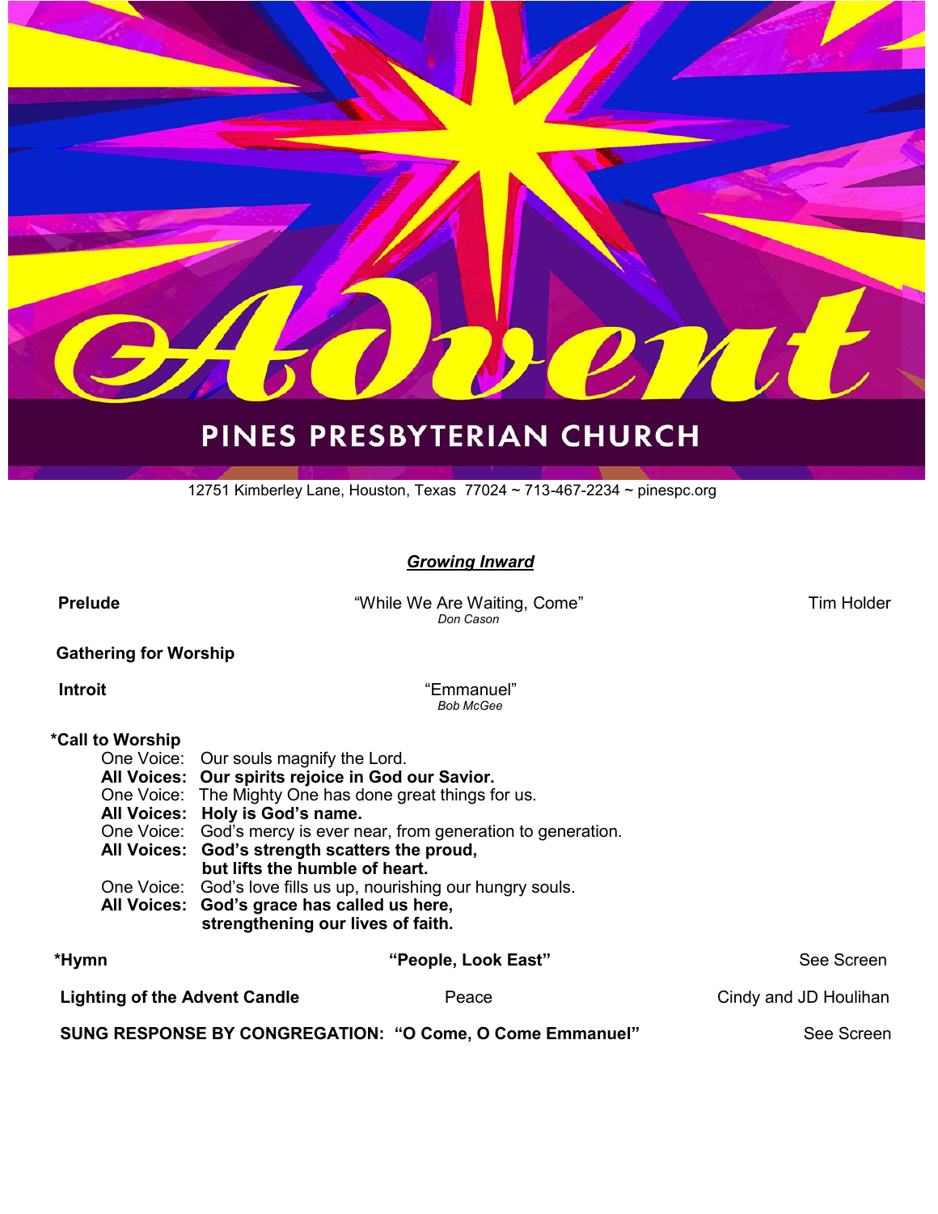# Advent

## PINES PRESBYTERIAN CHURCH

12751 Kimberley Lane, Houston, Texas 77024 ~ 713-467-2234 ~ pinespc.org

***Growing Inward***

**Prelude** — "While We Are Waiting, Come" *Don Cason* — Tim Holder

**Gathering for Worship**

**Introit** — "Emmanuel" *Bob McGee*

**\*Call to Worship**

One Voice: Our souls magnify the Lord.
**All Voices: Our spirits rejoice in God our Savior.**
One Voice: The Mighty One has done great things for us.
**All Voices: Holy is God's name.**
One Voice: God's mercy is ever near, from generation to generation.
**All Voices: God's strength scatters the proud,
but lifts the humble of heart.**
One Voice: God's love fills us up, nourishing our hungry souls.
**All Voices: God's grace has called us here,
strengthening our lives of faith.**

**\*Hymn** — **"People, Look East"** — See Screen

**Lighting of the Advent Candle** — Peace — Cindy and JD Houlihan

**SUNG RESPONSE BY CONGREGATION: "O Come, O Come Emmanuel"** — See Screen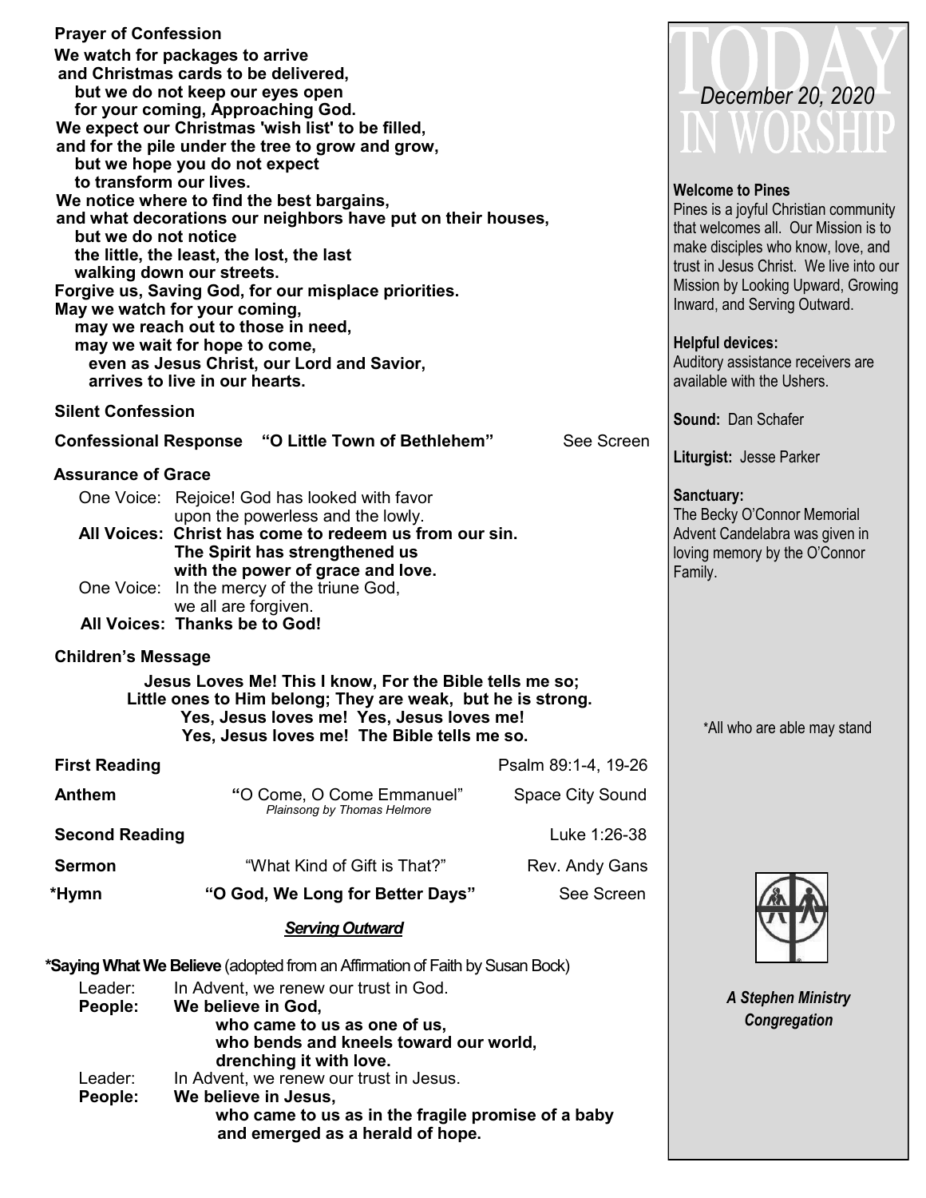**Prayer of Confession**

**We watch for packages to arrive**
**and Christmas cards to be delivered,**
**but we do not keep our eyes open**
**for your coming, Approaching God.**
**We expect our Christmas 'wish list' to be filled,**
**and for the pile under the tree to grow and grow,**
**but we hope you do not expect**
**to transform our lives.**
**We notice where to find the best bargains,**
**and what decorations our neighbors have put on their houses,**
**but we do not notice**
**the little, the least, the lost, the last**
**walking down our streets.**
**Forgive us, Saving God, for our misplace priorities.**
**May we watch for your coming,**
**may we reach out to those in need,**
**may we wait for hope to come,**
**even as Jesus Christ, our Lord and Savior,**
**arrives to live in our hearts.**

**Silent Confession**

**Confessional Response "O Little Town of Bethlehem"** See Screen

**Assurance of Grace**

One Voice: Rejoice! God has looked with favor upon the powerless and the lowly.
**All Voices: Christ has come to redeem us from our sin. The Spirit has strengthened us with the power of grace and love.**
One Voice: In the mercy of the triune God, we all are forgiven.
**All Voices: Thanks be to God!**

**Children's Message**

**Jesus Loves Me! This I know, For the Bible tells me so;**
**Little ones to Him belong; They are weak, but he is strong.**
**Yes, Jesus loves me! Yes, Jesus loves me!**
**Yes, Jesus loves me! The Bible tells me so.**

**First Reading** Psalm 89:1-4, 19-26

**Anthem** "O Come, O Come Emmanuel" Space City Sound
*Plainsong by Thomas Helmore*

**Second Reading** Luke 1:26-38

**Sermon** "What Kind of Gift is That?" Rev. Andy Gans

**\*Hymn "O God, We Long for Better Days"** See Screen

***Serving Outward***

**\*Saying What We Believe** (adopted from an Affirmation of Faith by Susan Bock)

Leader: In Advent, we renew our trust in God.
**People: We believe in God, who came to us as one of us, who bends and kneels toward our world, drenching it with love.**
Leader: In Advent, we renew our trust in Jesus.
**People: We believe in Jesus, who came to us as in the fragile promise of a baby and emerged as a herald of hope.**

# TODAY IN WORSHIP
*December 20, 2020*

**Welcome to Pines**
Pines is a joyful Christian community that welcomes all. Our Mission is to make disciples who know, love, and trust in Jesus Christ. We live into our Mission by Looking Upward, Growing Inward, and Serving Outward.

**Helpful devices:**
Auditory assistance receivers are available with the Ushers.

**Sound:** Dan Schafer

**Liturgist:** Jesse Parker

**Sanctuary:**
The Becky O'Connor Memorial Advent Candelabra was given in loving memory by the O'Connor Family.

\*All who are able may stand

***A Stephen Ministry Congregation***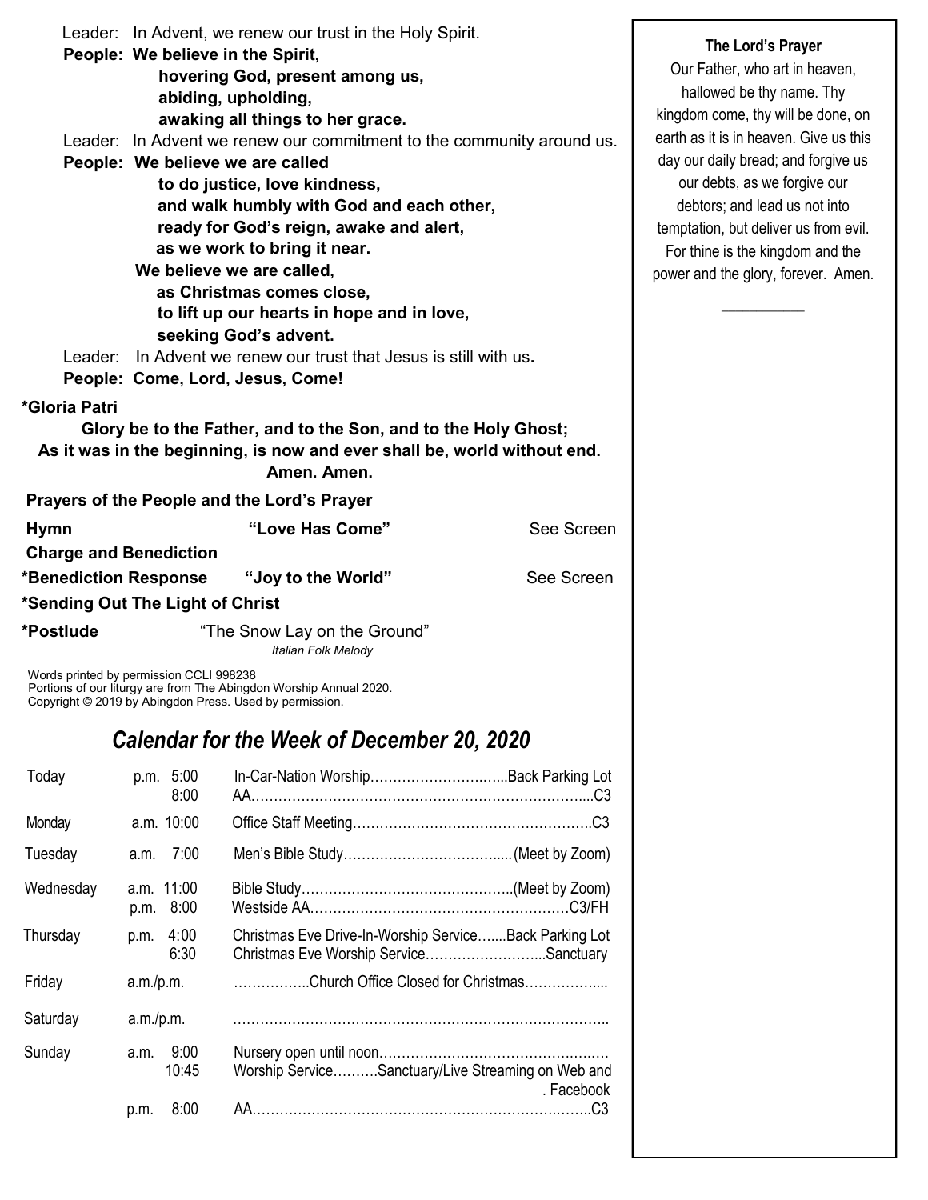Leader: In Advent, we renew our trust in the Holy Spirit.

**People: We believe in the Spirit,**
**hovering God, present among us,**
**abiding, upholding,**
**awaking all things to her grace.**

Leader: In Advent we renew our commitment to the community around us.

**People: We believe we are called**
**to do justice, love kindness,**
**and walk humbly with God and each other,**
**ready for God's reign, awake and alert,**
**as we work to bring it near.**
**We believe we are called,**
**as Christmas comes close,**
**to lift up our hearts in hope and in love,**
**seeking God's advent.**

Leader: In Advent we renew our trust that Jesus is still with us.

**People: Come, Lord, Jesus, Come!**

**\*Gloria Patri**

**Glory be to the Father, and to the Son, and to the Holy Ghost;**
**As it was in the beginning, is now and ever shall be, world without end.**
**Amen. Amen.**

**Prayers of the People and the Lord's Prayer**

**Hymn** **"Love Has Come"** See Screen

**Charge and Benediction**

**\*Benediction Response** **"Joy to the World"** See Screen

**\*Sending Out The Light of Christ**

**\*Postlude** "The Snow Lay on the Ground"
*Italian Folk Melody*

Words printed by permission CCLI 998238
Portions of our liturgy are from The Abingdon Worship Annual 2020.
Copyright © 2019 by Abingdon Press. Used by permission.

## *Calendar for the Week of December 20, 2020*

| Day | Time | Event | Location |
|---|---|---|---|
| Today | p.m. 5:00 | In-Car-Nation Worship | Back Parking Lot |
| | 8:00 | AA | C3 |
| Monday | a.m. 10:00 | Office Staff Meeting | C3 |
| Tuesday | a.m. 7:00 | Men's Bible Study | (Meet by Zoom) |
| Wednesday | a.m. 11:00 | Bible Study | (Meet by Zoom) |
| | p.m. 8:00 | Westside AA | C3/FH |
| Thursday | p.m. 4:00 | Christmas Eve Drive-In-Worship Service | Back Parking Lot |
| | 6:30 | Christmas Eve Worship Service | Sanctuary |
| Friday | a.m./p.m. | Church Office Closed for Christmas | |
| Saturday | a.m./p.m. | | |
| Sunday | a.m. 9:00 | Nursery open until noon | |
| | 10:45 | Worship Service | Sanctuary/Live Streaming on Web and Facebook |
| | p.m. 8:00 | AA | C3 |

**The Lord's Prayer**

Our Father, who art in heaven, hallowed be thy name. Thy kingdom come, thy will be done, on earth as it is in heaven. Give us this day our daily bread; and forgive us our debts, as we forgive our debtors; and lead us not into temptation, but deliver us from evil. For thine is the kingdom and the power and the glory, forever. Amen.

---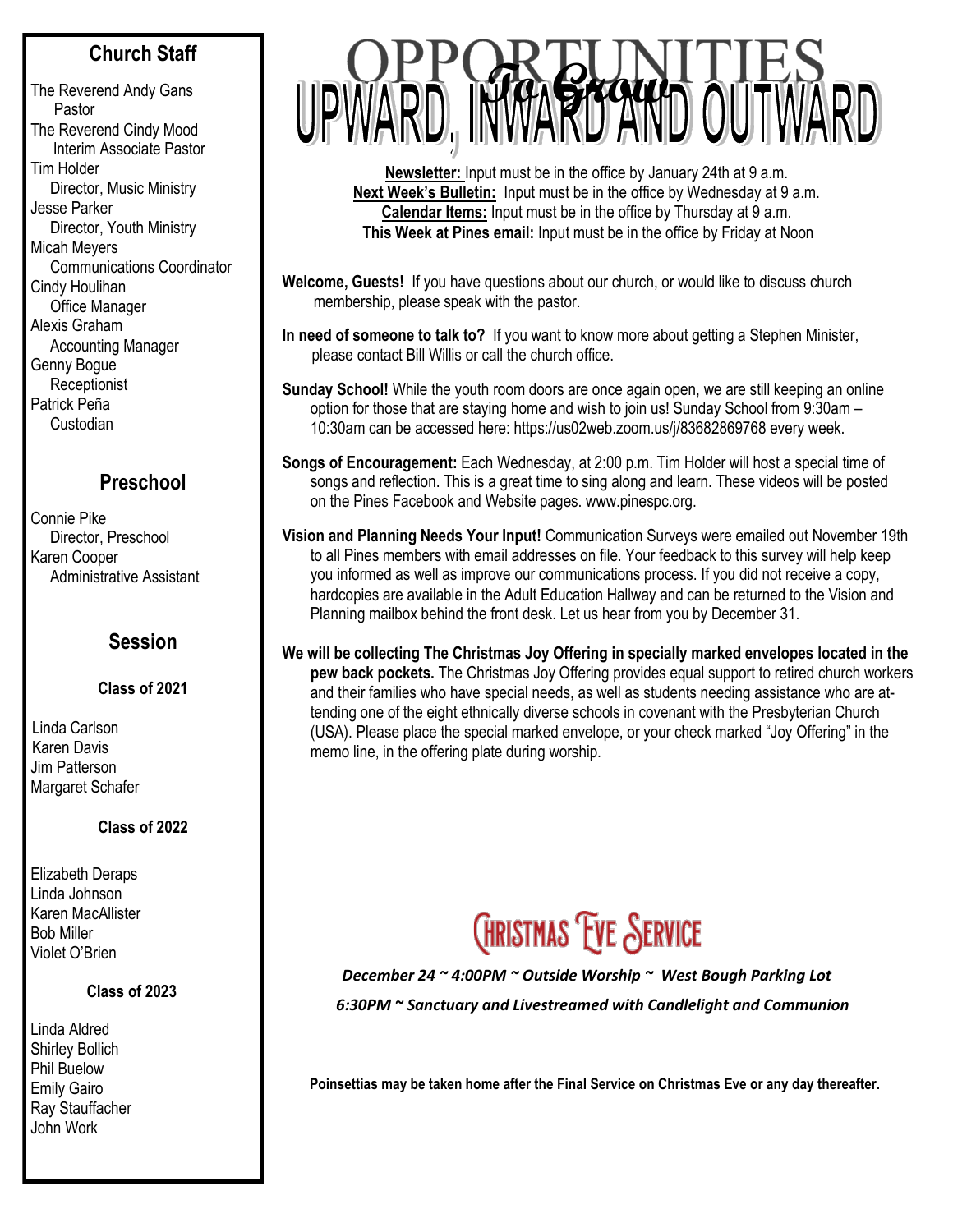## Church Staff

The Reverend Andy Gans
Pastor
The Reverend Cindy Mood
Interim Associate Pastor
Tim Holder
Director, Music Ministry
Jesse Parker
Director, Youth Ministry
Micah Meyers
Communications Coordinator
Cindy Houlihan
Office Manager
Alexis Graham
Accounting Manager
Genny Bogue
Receptionist
Patrick Peña
Custodian

## Preschool

Connie Pike
Director, Preschool
Karen Cooper
Administrative Assistant

## Session

### Class of 2021

Linda Carlson
Karen Davis
Jim Patterson
Margaret Schafer

### Class of 2022

Elizabeth Deraps
Linda Johnson
Karen MacAllister
Bob Miller
Violet O'Brien

### Class of 2023

Linda Aldred
Shirley Bollich
Phil Buelow
Emily Gairo
Ray Stauffacher
John Work

# OPPORTUNITIES To Grow UPWARD, INWARD AND OUTWARD

**Newsletter:** Input must be in the office by January 24th at 9 a.m.
**Next Week's Bulletin:** Input must be in the office by Wednesday at 9 a.m.
**Calendar Items:** Input must be in the office by Thursday at 9 a.m.
**This Week at Pines email:** Input must be in the office by Friday at Noon

**Welcome, Guests!** If you have questions about our church, or would like to discuss church membership, please speak with the pastor.

**In need of someone to talk to?** If you want to know more about getting a Stephen Minister, please contact Bill Willis or call the church office.

**Sunday School!** While the youth room doors are once again open, we are still keeping an online option for those that are staying home and wish to join us! Sunday School from 9:30am – 10:30am can be accessed here: https://us02web.zoom.us/j/83682869768 every week.

**Songs of Encouragement:** Each Wednesday, at 2:00 p.m. Tim Holder will host a special time of songs and reflection. This is a great time to sing along and learn. These videos will be posted on the Pines Facebook and Website pages. www.pinespc.org.

**Vision and Planning Needs Your Input!** Communication Surveys were emailed out November 19th to all Pines members with email addresses on file. Your feedback to this survey will help keep you informed as well as improve our communications process. If you did not receive a copy, hardcopies are available in the Adult Education Hallway and can be returned to the Vision and Planning mailbox behind the front desk. Let us hear from you by December 31.

**We will be collecting The Christmas Joy Offering in specially marked envelopes located in the pew back pockets.** The Christmas Joy Offering provides equal support to retired church workers and their families who have special needs, as well as students needing assistance who are attending one of the eight ethnically diverse schools in covenant with the Presbyterian Church (USA). Please place the special marked envelope, or your check marked "Joy Offering" in the memo line, in the offering plate during worship.

## CHRISTMAS EVE SERVICE

*December 24 ~ 4:00PM ~ Outside Worship ~ West Bough Parking Lot*
*6:30PM ~ Sanctuary and Livestreamed with Candlelight and Communion*

**Poinsettias may be taken home after the Final Service on Christmas Eve or any day thereafter.**